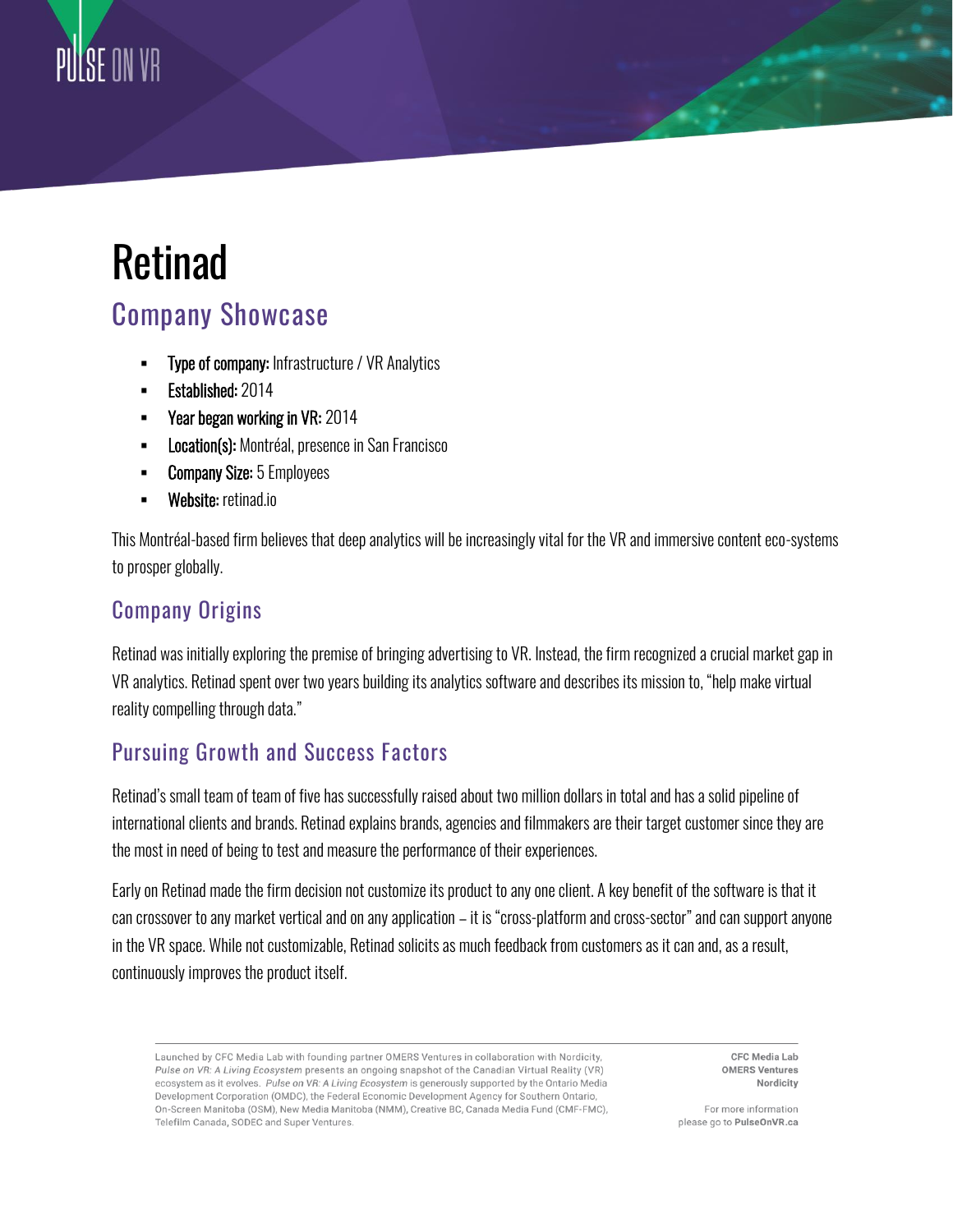# Retinad

## Company Showcase

- **Type of company:** Infrastructure / VR Analytics
- **Established:** 2014
- **Year began working in VR:** 2014
- **Location(s):** Montréal, presence in San Francisco
- **Company Size:** 5 Employees
- **Website:** retinad.io

This Montréal-based firm believes that deep analytics will be increasingly vital for the VR and immersive content eco-systems to prosper globally.

### Company Origins

Retinad was initially exploring the premise of bringing advertising to VR. Instead, the firm recognized a crucial market gap in VR analytics. Retinad spent over two years building its analytics software and describes its mission to, "help make virtual reality compelling through data."

### Pursuing Growth and Success Factors

Retinad's small team of team of five has successfully raised about two million dollars in total and has a solid pipeline of international clients and brands. Retinad explains brands, agencies and filmmakers are their target customer since they are the most in need of being to test and measure the performance of their experiences.

Early on Retinad made the firm decision not customize its product to any one client. A key benefit of the software is that it can crossover to any market vertical and on any application – it is "cross-platform and cross-sector" and can support anyone in the VR space. While not customizable, Retinad solicits as much feedback from customers as it can and, as a result, continuously improves the product itself.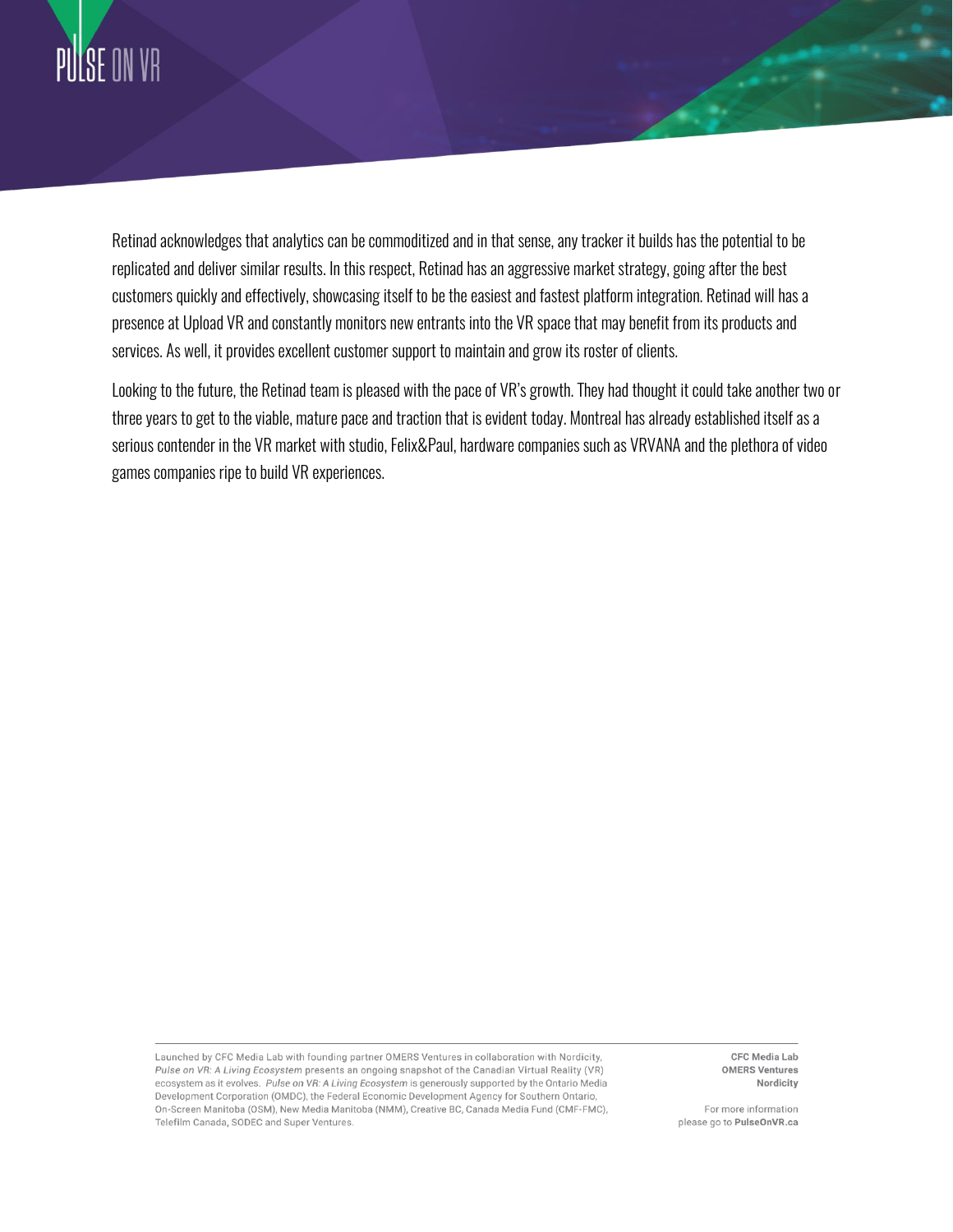Retinad acknowledges that analytics can be commoditized and in that sense, any tracker it builds has the potential to be replicated and deliver similar results. In this respect, Retinad has an aggressive market strategy, going after the best customers quickly and effectively, showcasing itself to be the easiest and fastest platform integration. Retinad will has a presence at Upload VR and constantly monitors new entrants into the VR space that may benefit from its products and services. As well, it provides excellent customer support to maintain and grow its roster of clients.

Looking to the future, the Retinad team is pleased with the pace of VR's growth. They had thought it could take another two or three years to get to the viable, mature pace and traction that is evident today. Montreal has already established itself as a serious contender in the VR market with studio, Felix&Paul, hardware companies such as VRVANA and the plethora of video games companies ripe to build VR experiences.